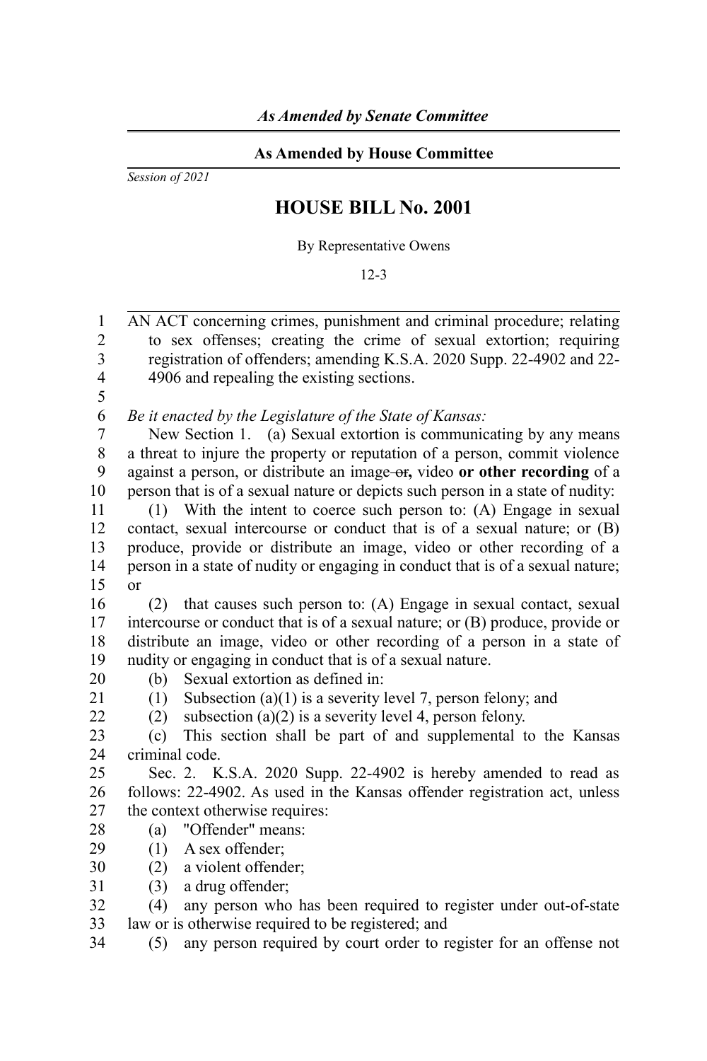*As Amended by Senate Committee*

**As Amended by House Committee**

*Session of 2021*

# HOUSE BILL No. 2001

By Representative Owens

12-3

AN ACT concerning crimes, punishment and criminal procedure; relating to sex offenses; creating the crime of sexual extortion; requiring registration of offenders; amending K.S.A. 2020 Supp. 22-4902 and 22-4906 and repealing the existing sections.

*Be it enacted by the Legislature of the State of Kansas:*

New Section 1. (a) Sexual extortion is communicating by any means a threat to injure the property or reputation of a person, commit violence against a person, or distribute an image ~~or~~**,** video **or other recording** of a person that is of a sexual nature or depicts such person in a state of nudity:

(1) With the intent to coerce such person to: (A) Engage in sexual contact, sexual intercourse or conduct that is of a sexual nature; or (B) produce, provide or distribute an image, video or other recording of a person in a state of nudity or engaging in conduct that is of a sexual nature; or

(2) that causes such person to: (A) Engage in sexual contact, sexual intercourse or conduct that is of a sexual nature; or (B) produce, provide or distribute an image, video or other recording of a person in a state of nudity or engaging in conduct that is of a sexual nature.

(b) Sexual extortion as defined in:

(1) Subsection (a)(1) is a severity level 7, person felony; and

(2) subsection (a)(2) is a severity level 4, person felony.

(c) This section shall be part of and supplemental to the Kansas criminal code.

Sec. 2. K.S.A. 2020 Supp. 22-4902 is hereby amended to read as follows: 22-4902. As used in the Kansas offender registration act, unless the context otherwise requires:

(a) "Offender" means:

(1) A sex offender;

(2) a violent offender;

(3) a drug offender;

(4) any person who has been required to register under out-of-state law or is otherwise required to be registered; and

(5) any person required by court order to register for an offense not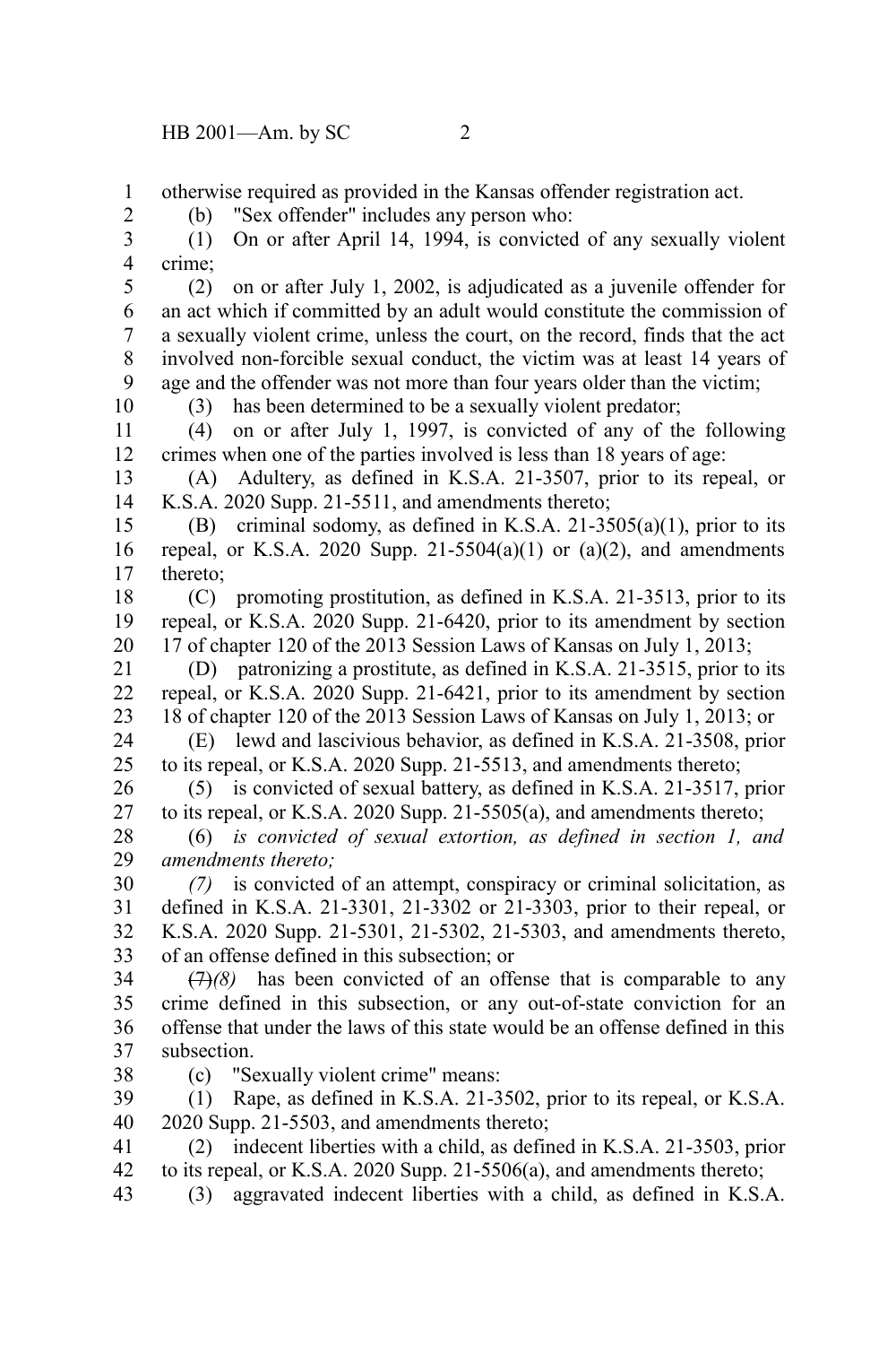otherwise required as provided in the Kansas offender registration act.

(b) "Sex offender" includes any person who:

(1) On or after April 14, 1994, is convicted of any sexually violent crime;

(2) on or after July 1, 2002, is adjudicated as a juvenile offender for an act which if committed by an adult would constitute the commission of a sexually violent crime, unless the court, on the record, finds that the act involved non-forcible sexual conduct, the victim was at least 14 years of age and the offender was not more than four years older than the victim;

(3) has been determined to be a sexually violent predator;

(4) on or after July 1, 1997, is convicted of any of the following crimes when one of the parties involved is less than 18 years of age:

(A) Adultery, as defined in K.S.A. 21-3507, prior to its repeal, or K.S.A. 2020 Supp. 21-5511, and amendments thereto;

(B) criminal sodomy, as defined in K.S.A. 21-3505(a)(1), prior to its repeal, or K.S.A. 2020 Supp. 21-5504(a)(1) or (a)(2), and amendments thereto;

(C) promoting prostitution, as defined in K.S.A. 21-3513, prior to its repeal, or K.S.A. 2020 Supp. 21-6420, prior to its amendment by section 17 of chapter 120 of the 2013 Session Laws of Kansas on July 1, 2013;

(D) patronizing a prostitute, as defined in K.S.A. 21-3515, prior to its repeal, or K.S.A. 2020 Supp. 21-6421, prior to its amendment by section 18 of chapter 120 of the 2013 Session Laws of Kansas on July 1, 2013; or

(E) lewd and lascivious behavior, as defined in K.S.A. 21-3508, prior to its repeal, or K.S.A. 2020 Supp. 21-5513, and amendments thereto;

(5) is convicted of sexual battery, as defined in K.S.A. 21-3517, prior to its repeal, or K.S.A. 2020 Supp. 21-5505(a), and amendments thereto;

(6) *is convicted of sexual extortion, as defined in section 1, and amendments thereto;*

*(7)* is convicted of an attempt, conspiracy or criminal solicitation, as defined in K.S.A. 21-3301, 21-3302 or 21-3303, prior to their repeal, or K.S.A. 2020 Supp. 21-5301, 21-5302, 21-5303, and amendments thereto, of an offense defined in this subsection; or

~~(7)~~*(8)* has been convicted of an offense that is comparable to any crime defined in this subsection, or any out-of-state conviction for an offense that under the laws of this state would be an offense defined in this subsection.

(c) "Sexually violent crime" means:

(1) Rape, as defined in K.S.A. 21-3502, prior to its repeal, or K.S.A. 2020 Supp. 21-5503, and amendments thereto;

(2) indecent liberties with a child, as defined in K.S.A. 21-3503, prior to its repeal, or K.S.A. 2020 Supp. 21-5506(a), and amendments thereto;

(3) aggravated indecent liberties with a child, as defined in K.S.A.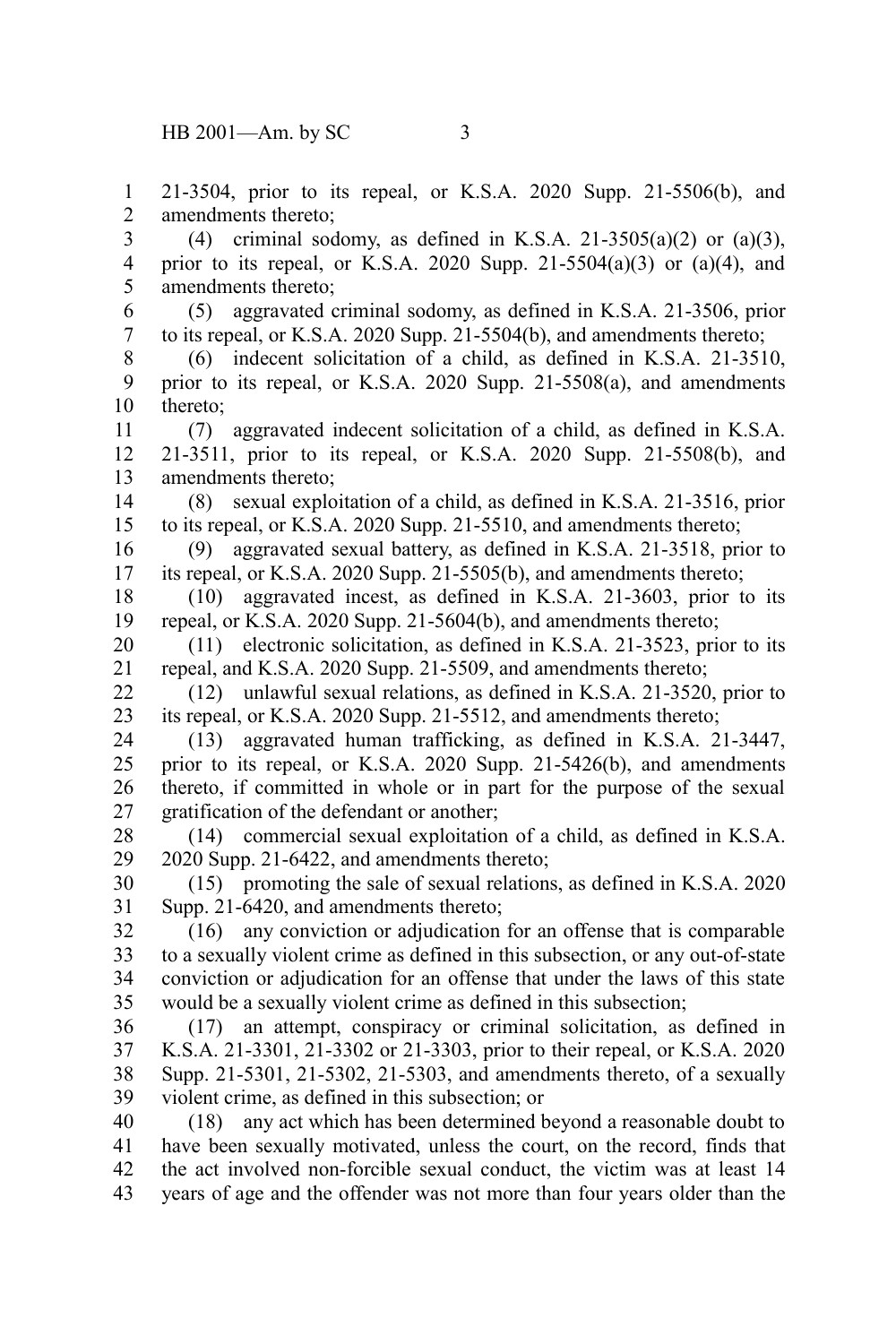21-3504, prior to its repeal, or K.S.A. 2020 Supp. 21-5506(b), and amendments thereto;

(4) criminal sodomy, as defined in K.S.A. 21-3505(a)(2) or (a)(3), prior to its repeal, or K.S.A. 2020 Supp. 21-5504(a)(3) or (a)(4), and amendments thereto;

(5) aggravated criminal sodomy, as defined in K.S.A. 21-3506, prior to its repeal, or K.S.A. 2020 Supp. 21-5504(b), and amendments thereto;

(6) indecent solicitation of a child, as defined in K.S.A. 21-3510, prior to its repeal, or K.S.A. 2020 Supp. 21-5508(a), and amendments thereto;

(7) aggravated indecent solicitation of a child, as defined in K.S.A. 21-3511, prior to its repeal, or K.S.A. 2020 Supp. 21-5508(b), and amendments thereto;

(8) sexual exploitation of a child, as defined in K.S.A. 21-3516, prior to its repeal, or K.S.A. 2020 Supp. 21-5510, and amendments thereto;

(9) aggravated sexual battery, as defined in K.S.A. 21-3518, prior to its repeal, or K.S.A. 2020 Supp. 21-5505(b), and amendments thereto;

(10) aggravated incest, as defined in K.S.A. 21-3603, prior to its repeal, or K.S.A. 2020 Supp. 21-5604(b), and amendments thereto;

(11) electronic solicitation, as defined in K.S.A. 21-3523, prior to its repeal, and K.S.A. 2020 Supp. 21-5509, and amendments thereto;

(12) unlawful sexual relations, as defined in K.S.A. 21-3520, prior to its repeal, or K.S.A. 2020 Supp. 21-5512, and amendments thereto;

(13) aggravated human trafficking, as defined in K.S.A. 21-3447, prior to its repeal, or K.S.A. 2020 Supp. 21-5426(b), and amendments thereto, if committed in whole or in part for the purpose of the sexual gratification of the defendant or another;

(14) commercial sexual exploitation of a child, as defined in K.S.A. 2020 Supp. 21-6422, and amendments thereto;

(15) promoting the sale of sexual relations, as defined in K.S.A. 2020 Supp. 21-6420, and amendments thereto;

(16) any conviction or adjudication for an offense that is comparable to a sexually violent crime as defined in this subsection, or any out-of-state conviction or adjudication for an offense that under the laws of this state would be a sexually violent crime as defined in this subsection;

(17) an attempt, conspiracy or criminal solicitation, as defined in K.S.A. 21-3301, 21-3302 or 21-3303, prior to their repeal, or K.S.A. 2020 Supp. 21-5301, 21-5302, 21-5303, and amendments thereto, of a sexually violent crime, as defined in this subsection; or

(18) any act which has been determined beyond a reasonable doubt to have been sexually motivated, unless the court, on the record, finds that the act involved non-forcible sexual conduct, the victim was at least 14 years of age and the offender was not more than four years older than the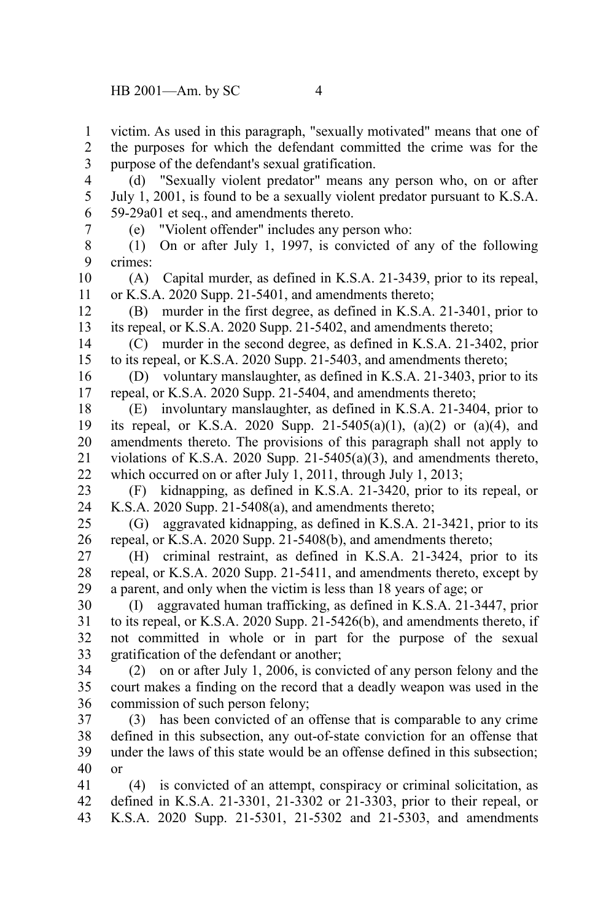victim. As used in this paragraph, "sexually motivated" means that one of the purposes for which the defendant committed the crime was for the purpose of the defendant's sexual gratification.

(d) "Sexually violent predator" means any person who, on or after July 1, 2001, is found to be a sexually violent predator pursuant to K.S.A. 59-29a01 et seq., and amendments thereto.

(e) "Violent offender" includes any person who:

(1) On or after July 1, 1997, is convicted of any of the following crimes:

(A) Capital murder, as defined in K.S.A. 21-3439, prior to its repeal, or K.S.A. 2020 Supp. 21-5401, and amendments thereto;

(B) murder in the first degree, as defined in K.S.A. 21-3401, prior to its repeal, or K.S.A. 2020 Supp. 21-5402, and amendments thereto;

(C) murder in the second degree, as defined in K.S.A. 21-3402, prior to its repeal, or K.S.A. 2020 Supp. 21-5403, and amendments thereto;

(D) voluntary manslaughter, as defined in K.S.A. 21-3403, prior to its repeal, or K.S.A. 2020 Supp. 21-5404, and amendments thereto;

(E) involuntary manslaughter, as defined in K.S.A. 21-3404, prior to its repeal, or K.S.A. 2020 Supp. 21-5405(a)(1), (a)(2) or (a)(4), and amendments thereto. The provisions of this paragraph shall not apply to violations of K.S.A. 2020 Supp. 21-5405(a)(3), and amendments thereto, which occurred on or after July 1, 2011, through July 1, 2013;

(F) kidnapping, as defined in K.S.A. 21-3420, prior to its repeal, or K.S.A. 2020 Supp. 21-5408(a), and amendments thereto;

(G) aggravated kidnapping, as defined in K.S.A. 21-3421, prior to its repeal, or K.S.A. 2020 Supp. 21-5408(b), and amendments thereto;

(H) criminal restraint, as defined in K.S.A. 21-3424, prior to its repeal, or K.S.A. 2020 Supp. 21-5411, and amendments thereto, except by a parent, and only when the victim is less than 18 years of age; or

(I) aggravated human trafficking, as defined in K.S.A. 21-3447, prior to its repeal, or K.S.A. 2020 Supp. 21-5426(b), and amendments thereto, if not committed in whole or in part for the purpose of the sexual gratification of the defendant or another;

(2) on or after July 1, 2006, is convicted of any person felony and the court makes a finding on the record that a deadly weapon was used in the commission of such person felony;

(3) has been convicted of an offense that is comparable to any crime defined in this subsection, any out-of-state conviction for an offense that under the laws of this state would be an offense defined in this subsection; or

(4) is convicted of an attempt, conspiracy or criminal solicitation, as defined in K.S.A. 21-3301, 21-3302 or 21-3303, prior to their repeal, or K.S.A. 2020 Supp. 21-5301, 21-5302 and 21-5303, and amendments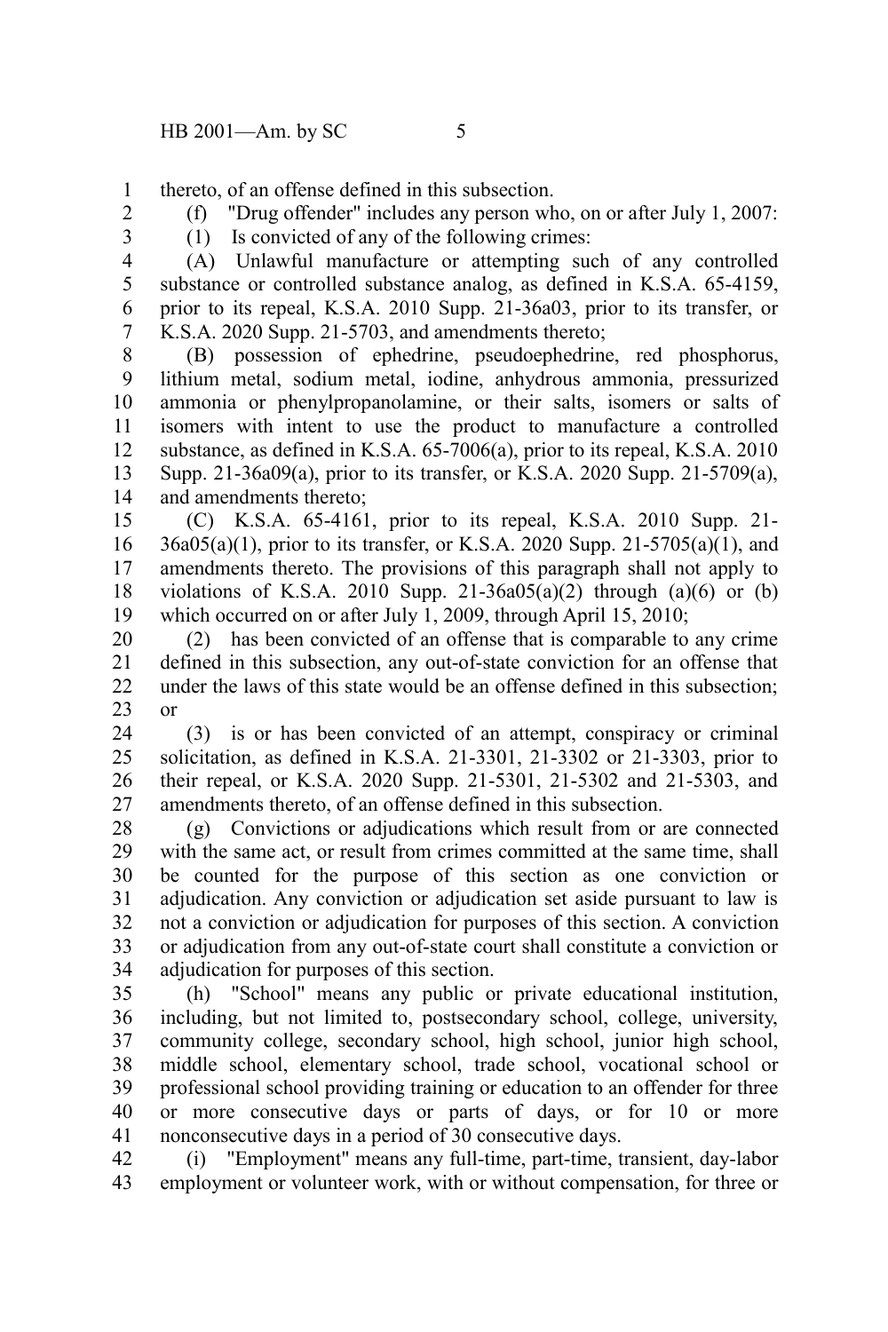thereto, of an offense defined in this subsection.

(f) "Drug offender" includes any person who, on or after July 1, 2007:

(1) Is convicted of any of the following crimes:

(A) Unlawful manufacture or attempting such of any controlled substance or controlled substance analog, as defined in K.S.A. 65-4159, prior to its repeal, K.S.A. 2010 Supp. 21-36a03, prior to its transfer, or K.S.A. 2020 Supp. 21-5703, and amendments thereto;

(B) possession of ephedrine, pseudoephedrine, red phosphorus, lithium metal, sodium metal, iodine, anhydrous ammonia, pressurized ammonia or phenylpropanolamine, or their salts, isomers or salts of isomers with intent to use the product to manufacture a controlled substance, as defined in K.S.A. 65-7006(a), prior to its repeal, K.S.A. 2010 Supp. 21-36a09(a), prior to its transfer, or K.S.A. 2020 Supp. 21-5709(a), and amendments thereto;

(C) K.S.A. 65-4161, prior to its repeal, K.S.A. 2010 Supp. 21-36a05(a)(1), prior to its transfer, or K.S.A. 2020 Supp. 21-5705(a)(1), and amendments thereto. The provisions of this paragraph shall not apply to violations of K.S.A. 2010 Supp. 21-36a05(a)(2) through (a)(6) or (b) which occurred on or after July 1, 2009, through April 15, 2010;

(2) has been convicted of an offense that is comparable to any crime defined in this subsection, any out-of-state conviction for an offense that under the laws of this state would be an offense defined in this subsection; or

(3) is or has been convicted of an attempt, conspiracy or criminal solicitation, as defined in K.S.A. 21-3301, 21-3302 or 21-3303, prior to their repeal, or K.S.A. 2020 Supp. 21-5301, 21-5302 and 21-5303, and amendments thereto, of an offense defined in this subsection.

(g) Convictions or adjudications which result from or are connected with the same act, or result from crimes committed at the same time, shall be counted for the purpose of this section as one conviction or adjudication. Any conviction or adjudication set aside pursuant to law is not a conviction or adjudication for purposes of this section. A conviction or adjudication from any out-of-state court shall constitute a conviction or adjudication for purposes of this section.

(h) "School" means any public or private educational institution, including, but not limited to, postsecondary school, college, university, community college, secondary school, high school, junior high school, middle school, elementary school, trade school, vocational school or professional school providing training or education to an offender for three or more consecutive days or parts of days, or for 10 or more nonconsecutive days in a period of 30 consecutive days.

(i) "Employment" means any full-time, part-time, transient, day-labor employment or volunteer work, with or without compensation, for three or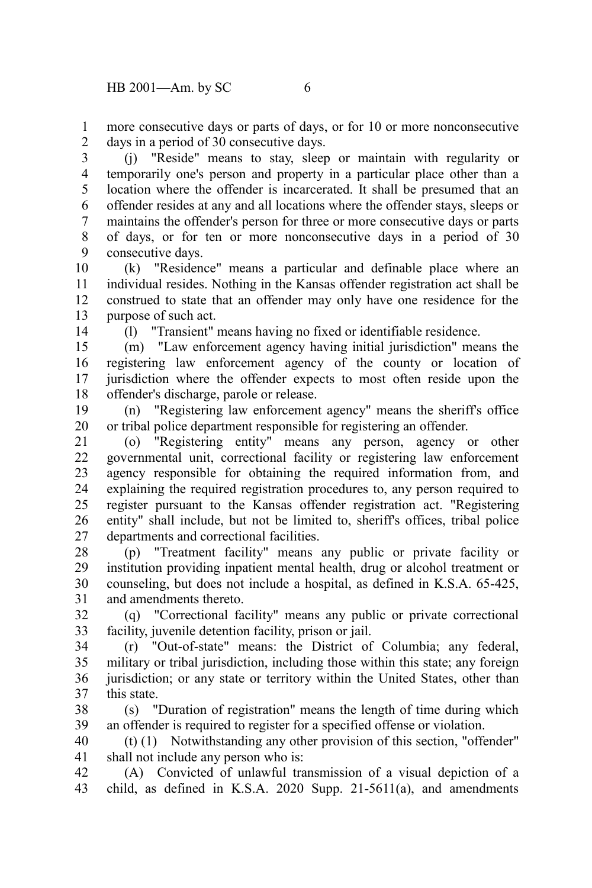more consecutive days or parts of days, or for 10 or more nonconsecutive days in a period of 30 consecutive days.

(j) "Reside" means to stay, sleep or maintain with regularity or temporarily one's person and property in a particular place other than a location where the offender is incarcerated. It shall be presumed that an offender resides at any and all locations where the offender stays, sleeps or maintains the offender's person for three or more consecutive days or parts of days, or for ten or more nonconsecutive days in a period of 30 consecutive days.

(k) "Residence" means a particular and definable place where an individual resides. Nothing in the Kansas offender registration act shall be construed to state that an offender may only have one residence for the purpose of such act.

(l) "Transient" means having no fixed or identifiable residence.

(m) "Law enforcement agency having initial jurisdiction" means the registering law enforcement agency of the county or location of jurisdiction where the offender expects to most often reside upon the offender's discharge, parole or release.

(n) "Registering law enforcement agency" means the sheriff's office or tribal police department responsible for registering an offender.

(o) "Registering entity" means any person, agency or other governmental unit, correctional facility or registering law enforcement agency responsible for obtaining the required information from, and explaining the required registration procedures to, any person required to register pursuant to the Kansas offender registration act. "Registering entity" shall include, but not be limited to, sheriff's offices, tribal police departments and correctional facilities.

(p) "Treatment facility" means any public or private facility or institution providing inpatient mental health, drug or alcohol treatment or counseling, but does not include a hospital, as defined in K.S.A. 65-425, and amendments thereto.

(q) "Correctional facility" means any public or private correctional facility, juvenile detention facility, prison or jail.

(r) "Out-of-state" means: the District of Columbia; any federal, military or tribal jurisdiction, including those within this state; any foreign jurisdiction; or any state or territory within the United States, other than this state.

(s) "Duration of registration" means the length of time during which an offender is required to register for a specified offense or violation.

(t) (1) Notwithstanding any other provision of this section, "offender" shall not include any person who is:

(A) Convicted of unlawful transmission of a visual depiction of a child, as defined in K.S.A. 2020 Supp. 21-5611(a), and amendments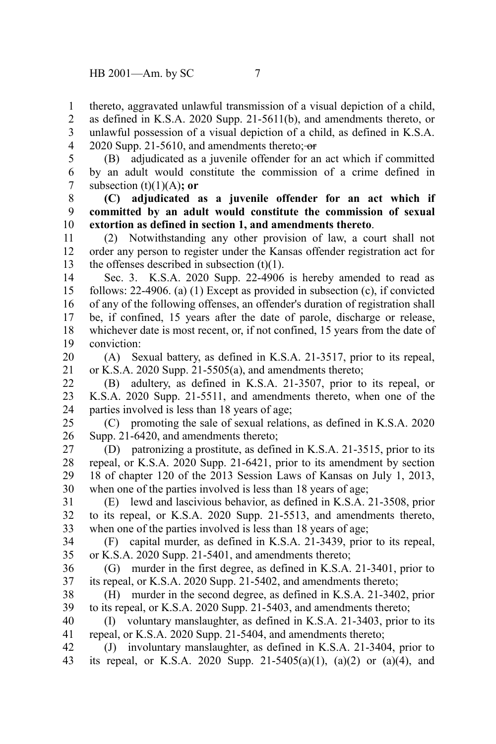thereto, aggravated unlawful transmission of a visual depiction of a child, as defined in K.S.A. 2020 Supp. 21-5611(b), and amendments thereto, or unlawful possession of a visual depiction of a child, as defined in K.S.A. 2020 Supp. 21-5610, and amendments thereto; ~~or~~

(B) adjudicated as a juvenile offender for an act which if committed by an adult would constitute the commission of a crime defined in subsection (t)(1)(A)**; or**

**(C) adjudicated as a juvenile offender for an act which if committed by an adult would constitute the commission of sexual extortion as defined in section 1, and amendments thereto**.

(2) Notwithstanding any other provision of law, a court shall not order any person to register under the Kansas offender registration act for the offenses described in subsection (t)(1).

Sec. 3. K.S.A. 2020 Supp. 22-4906 is hereby amended to read as follows: 22-4906. (a) (1) Except as provided in subsection (c), if convicted of any of the following offenses, an offender's duration of registration shall be, if confined, 15 years after the date of parole, discharge or release, whichever date is most recent, or, if not confined, 15 years from the date of conviction:

(A) Sexual battery, as defined in K.S.A. 21-3517, prior to its repeal, or K.S.A. 2020 Supp. 21-5505(a), and amendments thereto;

(B) adultery, as defined in K.S.A. 21-3507, prior to its repeal, or K.S.A. 2020 Supp. 21-5511, and amendments thereto, when one of the parties involved is less than 18 years of age;

(C) promoting the sale of sexual relations, as defined in K.S.A. 2020 Supp. 21-6420, and amendments thereto;

(D) patronizing a prostitute, as defined in K.S.A. 21-3515, prior to its repeal, or K.S.A. 2020 Supp. 21-6421, prior to its amendment by section 18 of chapter 120 of the 2013 Session Laws of Kansas on July 1, 2013, when one of the parties involved is less than 18 years of age;

(E) lewd and lascivious behavior, as defined in K.S.A. 21-3508, prior to its repeal, or K.S.A. 2020 Supp. 21-5513, and amendments thereto, when one of the parties involved is less than 18 years of age;

(F) capital murder, as defined in K.S.A. 21-3439, prior to its repeal, or K.S.A. 2020 Supp. 21-5401, and amendments thereto;

(G) murder in the first degree, as defined in K.S.A. 21-3401, prior to its repeal, or K.S.A. 2020 Supp. 21-5402, and amendments thereto;

(H) murder in the second degree, as defined in K.S.A. 21-3402, prior to its repeal, or K.S.A. 2020 Supp. 21-5403, and amendments thereto;

(I) voluntary manslaughter, as defined in K.S.A. 21-3403, prior to its repeal, or K.S.A. 2020 Supp. 21-5404, and amendments thereto;

(J) involuntary manslaughter, as defined in K.S.A. 21-3404, prior to its repeal, or K.S.A. 2020 Supp. 21-5405(a)(1), (a)(2) or (a)(4), and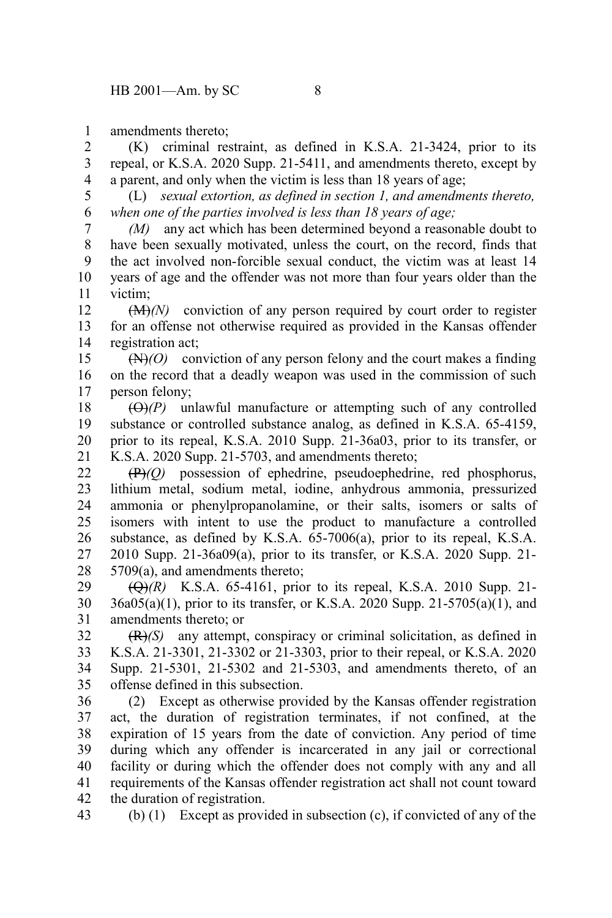amendments thereto;

(K) criminal restraint, as defined in K.S.A. 21-3424, prior to its repeal, or K.S.A. 2020 Supp. 21-5411, and amendments thereto, except by a parent, and only when the victim is less than 18 years of age;

(L) *sexual extortion, as defined in section 1, and amendments thereto, when one of the parties involved is less than 18 years of age;*

*(M)* any act which has been determined beyond a reasonable doubt to have been sexually motivated, unless the court, on the record, finds that the act involved non-forcible sexual conduct, the victim was at least 14 years of age and the offender was not more than four years older than the victim;

~~(M)~~*(N)* conviction of any person required by court order to register for an offense not otherwise required as provided in the Kansas offender registration act;

~~(N)~~*(O)* conviction of any person felony and the court makes a finding on the record that a deadly weapon was used in the commission of such person felony;

~~(O)~~*(P)* unlawful manufacture or attempting such of any controlled substance or controlled substance analog, as defined in K.S.A. 65-4159, prior to its repeal, K.S.A. 2010 Supp. 21-36a03, prior to its transfer, or K.S.A. 2020 Supp. 21-5703, and amendments thereto;

~~(P)~~*(Q)* possession of ephedrine, pseudoephedrine, red phosphorus, lithium metal, sodium metal, iodine, anhydrous ammonia, pressurized ammonia or phenylpropanolamine, or their salts, isomers or salts of isomers with intent to use the product to manufacture a controlled substance, as defined by K.S.A. 65-7006(a), prior to its repeal, K.S.A. 2010 Supp. 21-36a09(a), prior to its transfer, or K.S.A. 2020 Supp. 21-5709(a), and amendments thereto;

~~(Q)~~*(R)* K.S.A. 65-4161, prior to its repeal, K.S.A. 2010 Supp. 21-36a05(a)(1), prior to its transfer, or K.S.A. 2020 Supp. 21-5705(a)(1), and amendments thereto; or

~~(R)~~*(S)* any attempt, conspiracy or criminal solicitation, as defined in K.S.A. 21-3301, 21-3302 or 21-3303, prior to their repeal, or K.S.A. 2020 Supp. 21-5301, 21-5302 and 21-5303, and amendments thereto, of an offense defined in this subsection.

(2) Except as otherwise provided by the Kansas offender registration act, the duration of registration terminates, if not confined, at the expiration of 15 years from the date of conviction. Any period of time during which any offender is incarcerated in any jail or correctional facility or during which the offender does not comply with any and all requirements of the Kansas offender registration act shall not count toward the duration of registration.

(b) (1) Except as provided in subsection (c), if convicted of any of the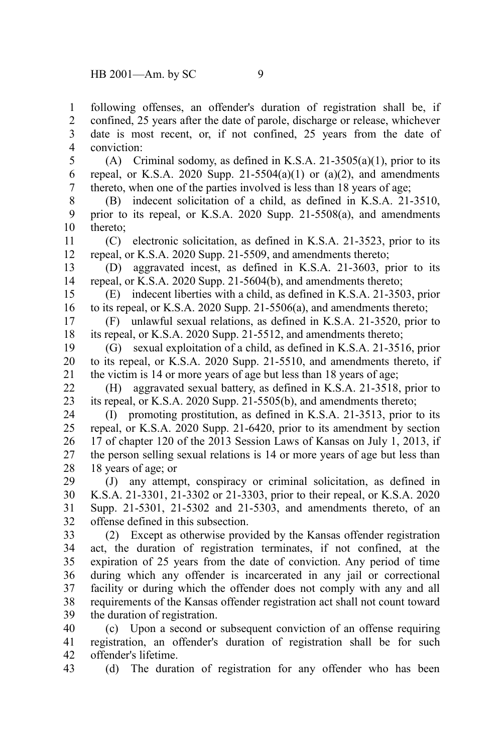following offenses, an offender's duration of registration shall be, if confined, 25 years after the date of parole, discharge or release, whichever date is most recent, or, if not confined, 25 years from the date of conviction:

(A) Criminal sodomy, as defined in K.S.A. 21-3505(a)(1), prior to its repeal, or K.S.A. 2020 Supp. 21-5504(a)(1) or (a)(2), and amendments thereto, when one of the parties involved is less than 18 years of age;

(B) indecent solicitation of a child, as defined in K.S.A. 21-3510, prior to its repeal, or K.S.A. 2020 Supp. 21-5508(a), and amendments thereto;

(C) electronic solicitation, as defined in K.S.A. 21-3523, prior to its repeal, or K.S.A. 2020 Supp. 21-5509, and amendments thereto;

(D) aggravated incest, as defined in K.S.A. 21-3603, prior to its repeal, or K.S.A. 2020 Supp. 21-5604(b), and amendments thereto;

(E) indecent liberties with a child, as defined in K.S.A. 21-3503, prior to its repeal, or K.S.A. 2020 Supp. 21-5506(a), and amendments thereto;

(F) unlawful sexual relations, as defined in K.S.A. 21-3520, prior to its repeal, or K.S.A. 2020 Supp. 21-5512, and amendments thereto;

(G) sexual exploitation of a child, as defined in K.S.A. 21-3516, prior to its repeal, or K.S.A. 2020 Supp. 21-5510, and amendments thereto, if the victim is 14 or more years of age but less than 18 years of age;

(H) aggravated sexual battery, as defined in K.S.A. 21-3518, prior to its repeal, or K.S.A. 2020 Supp. 21-5505(b), and amendments thereto;

(I) promoting prostitution, as defined in K.S.A. 21-3513, prior to its repeal, or K.S.A. 2020 Supp. 21-6420, prior to its amendment by section 17 of chapter 120 of the 2013 Session Laws of Kansas on July 1, 2013, if the person selling sexual relations is 14 or more years of age but less than 18 years of age; or

(J) any attempt, conspiracy or criminal solicitation, as defined in K.S.A. 21-3301, 21-3302 or 21-3303, prior to their repeal, or K.S.A. 2020 Supp. 21-5301, 21-5302 and 21-5303, and amendments thereto, of an offense defined in this subsection.

(2) Except as otherwise provided by the Kansas offender registration act, the duration of registration terminates, if not confined, at the expiration of 25 years from the date of conviction. Any period of time during which any offender is incarcerated in any jail or correctional facility or during which the offender does not comply with any and all requirements of the Kansas offender registration act shall not count toward the duration of registration.

(c) Upon a second or subsequent conviction of an offense requiring registration, an offender's duration of registration shall be for such offender's lifetime.

(d) The duration of registration for any offender who has been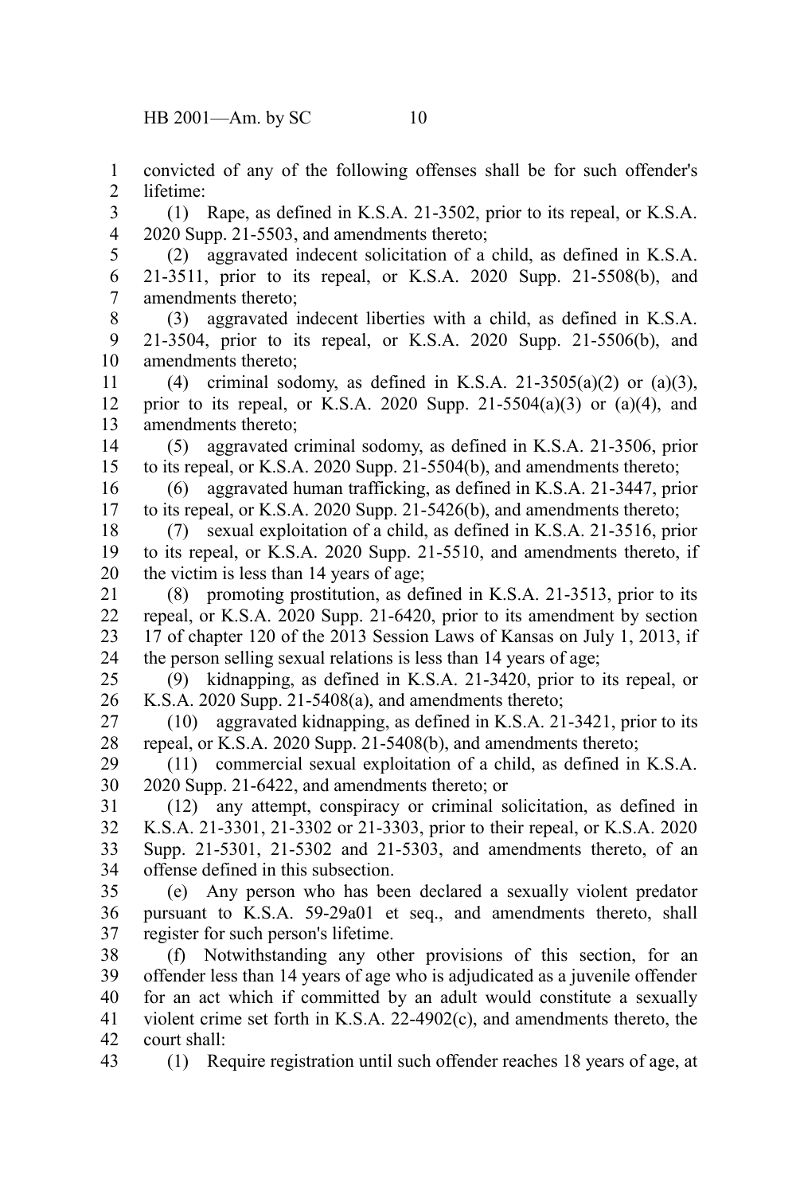convicted of any of the following offenses shall be for such offender's lifetime:

(1) Rape, as defined in K.S.A. 21-3502, prior to its repeal, or K.S.A. 2020 Supp. 21-5503, and amendments thereto;

(2) aggravated indecent solicitation of a child, as defined in K.S.A. 21-3511, prior to its repeal, or K.S.A. 2020 Supp. 21-5508(b), and amendments thereto;

(3) aggravated indecent liberties with a child, as defined in K.S.A. 21-3504, prior to its repeal, or K.S.A. 2020 Supp. 21-5506(b), and amendments thereto;

(4) criminal sodomy, as defined in K.S.A. 21-3505(a)(2) or (a)(3), prior to its repeal, or K.S.A. 2020 Supp. 21-5504(a)(3) or (a)(4), and amendments thereto;

(5) aggravated criminal sodomy, as defined in K.S.A. 21-3506, prior to its repeal, or K.S.A. 2020 Supp. 21-5504(b), and amendments thereto;

(6) aggravated human trafficking, as defined in K.S.A. 21-3447, prior to its repeal, or K.S.A. 2020 Supp. 21-5426(b), and amendments thereto;

(7) sexual exploitation of a child, as defined in K.S.A. 21-3516, prior to its repeal, or K.S.A. 2020 Supp. 21-5510, and amendments thereto, if the victim is less than 14 years of age;

(8) promoting prostitution, as defined in K.S.A. 21-3513, prior to its repeal, or K.S.A. 2020 Supp. 21-6420, prior to its amendment by section 17 of chapter 120 of the 2013 Session Laws of Kansas on July 1, 2013, if the person selling sexual relations is less than 14 years of age;

(9) kidnapping, as defined in K.S.A. 21-3420, prior to its repeal, or K.S.A. 2020 Supp. 21-5408(a), and amendments thereto;

(10) aggravated kidnapping, as defined in K.S.A. 21-3421, prior to its repeal, or K.S.A. 2020 Supp. 21-5408(b), and amendments thereto;

(11) commercial sexual exploitation of a child, as defined in K.S.A. 2020 Supp. 21-6422, and amendments thereto; or

(12) any attempt, conspiracy or criminal solicitation, as defined in K.S.A. 21-3301, 21-3302 or 21-3303, prior to their repeal, or K.S.A. 2020 Supp. 21-5301, 21-5302 and 21-5303, and amendments thereto, of an offense defined in this subsection.

(e) Any person who has been declared a sexually violent predator pursuant to K.S.A. 59-29a01 et seq., and amendments thereto, shall register for such person's lifetime.

(f) Notwithstanding any other provisions of this section, for an offender less than 14 years of age who is adjudicated as a juvenile offender for an act which if committed by an adult would constitute a sexually violent crime set forth in K.S.A. 22-4902(c), and amendments thereto, the court shall:

(1) Require registration until such offender reaches 18 years of age, at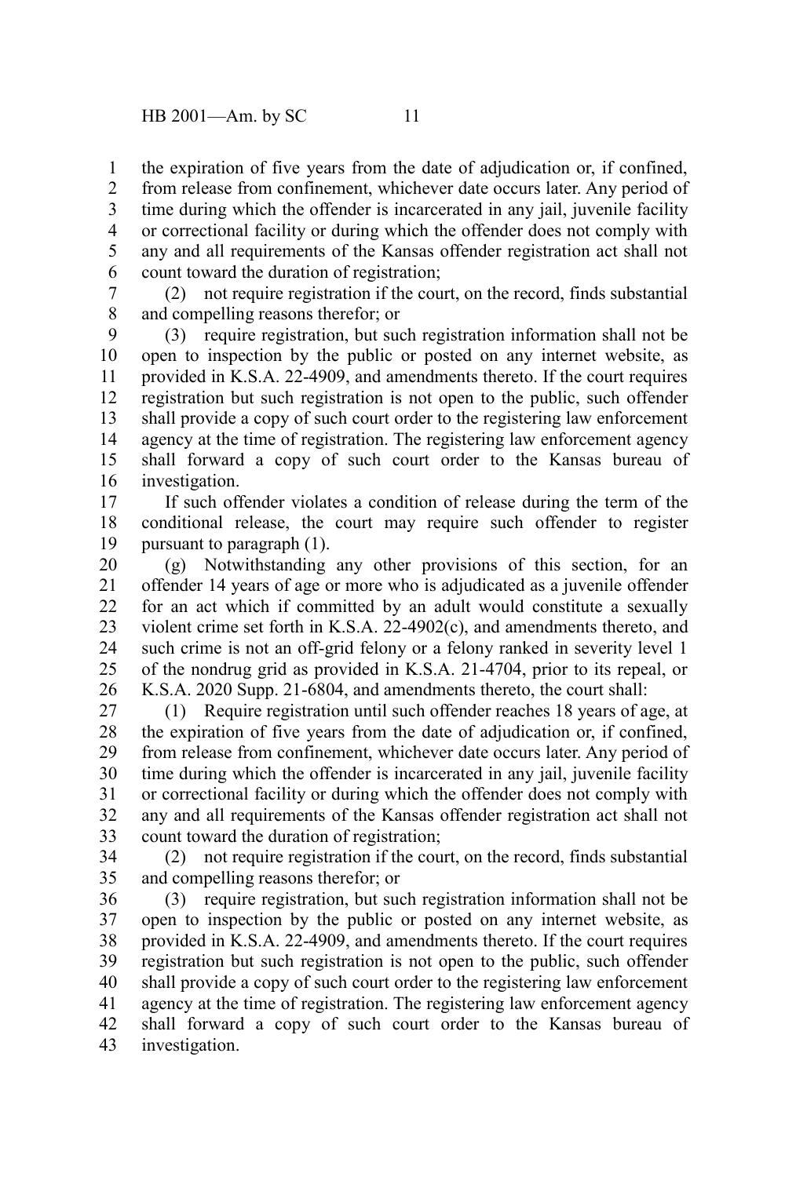the expiration of five years from the date of adjudication or, if confined, from release from confinement, whichever date occurs later. Any period of time during which the offender is incarcerated in any jail, juvenile facility or correctional facility or during which the offender does not comply with any and all requirements of the Kansas offender registration act shall not count toward the duration of registration;

(2) not require registration if the court, on the record, finds substantial and compelling reasons therefor; or

(3) require registration, but such registration information shall not be open to inspection by the public or posted on any internet website, as provided in K.S.A. 22-4909, and amendments thereto. If the court requires registration but such registration is not open to the public, such offender shall provide a copy of such court order to the registering law enforcement agency at the time of registration. The registering law enforcement agency shall forward a copy of such court order to the Kansas bureau of investigation.

If such offender violates a condition of release during the term of the conditional release, the court may require such offender to register pursuant to paragraph (1).

(g) Notwithstanding any other provisions of this section, for an offender 14 years of age or more who is adjudicated as a juvenile offender for an act which if committed by an adult would constitute a sexually violent crime set forth in K.S.A. 22-4902(c), and amendments thereto, and such crime is not an off-grid felony or a felony ranked in severity level 1 of the nondrug grid as provided in K.S.A. 21-4704, prior to its repeal, or K.S.A. 2020 Supp. 21-6804, and amendments thereto, the court shall:

(1) Require registration until such offender reaches 18 years of age, at the expiration of five years from the date of adjudication or, if confined, from release from confinement, whichever date occurs later. Any period of time during which the offender is incarcerated in any jail, juvenile facility or correctional facility or during which the offender does not comply with any and all requirements of the Kansas offender registration act shall not count toward the duration of registration;

(2) not require registration if the court, on the record, finds substantial and compelling reasons therefor; or

(3) require registration, but such registration information shall not be open to inspection by the public or posted on any internet website, as provided in K.S.A. 22-4909, and amendments thereto. If the court requires registration but such registration is not open to the public, such offender shall provide a copy of such court order to the registering law enforcement agency at the time of registration. The registering law enforcement agency shall forward a copy of such court order to the Kansas bureau of investigation.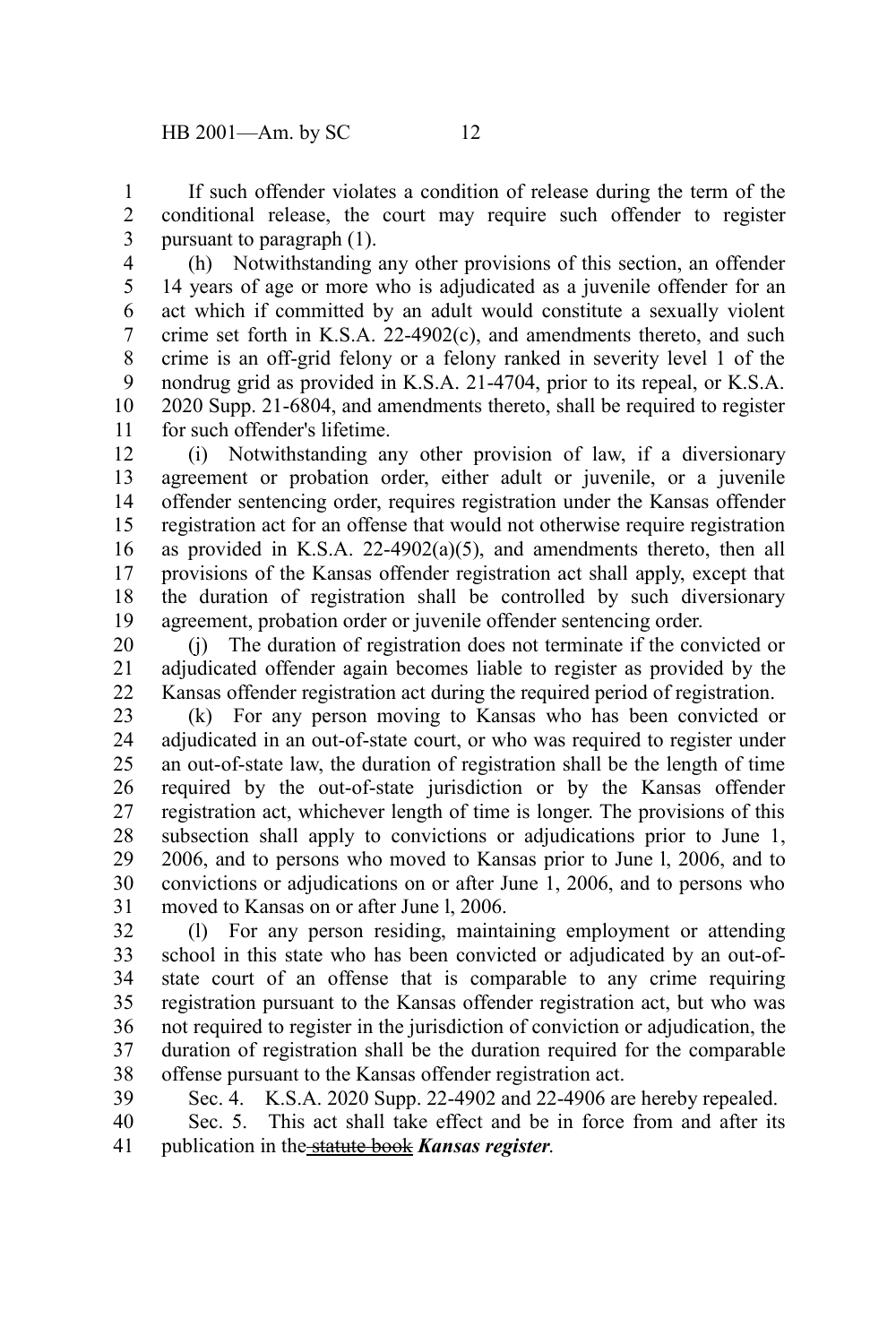If such offender violates a condition of release during the term of the conditional release, the court may require such offender to register pursuant to paragraph (1).

(h) Notwithstanding any other provisions of this section, an offender 14 years of age or more who is adjudicated as a juvenile offender for an act which if committed by an adult would constitute a sexually violent crime set forth in K.S.A. 22-4902(c), and amendments thereto, and such crime is an off-grid felony or a felony ranked in severity level 1 of the nondrug grid as provided in K.S.A. 21-4704, prior to its repeal, or K.S.A. 2020 Supp. 21-6804, and amendments thereto, shall be required to register for such offender's lifetime.

(i) Notwithstanding any other provision of law, if a diversionary agreement or probation order, either adult or juvenile, or a juvenile offender sentencing order, requires registration under the Kansas offender registration act for an offense that would not otherwise require registration as provided in K.S.A. 22-4902(a)(5), and amendments thereto, then all provisions of the Kansas offender registration act shall apply, except that the duration of registration shall be controlled by such diversionary agreement, probation order or juvenile offender sentencing order.

(j) The duration of registration does not terminate if the convicted or adjudicated offender again becomes liable to register as provided by the Kansas offender registration act during the required period of registration.

(k) For any person moving to Kansas who has been convicted or adjudicated in an out-of-state court, or who was required to register under an out-of-state law, the duration of registration shall be the length of time required by the out-of-state jurisdiction or by the Kansas offender registration act, whichever length of time is longer. The provisions of this subsection shall apply to convictions or adjudications prior to June 1, 2006, and to persons who moved to Kansas prior to June l, 2006, and to convictions or adjudications on or after June 1, 2006, and to persons who moved to Kansas on or after June l, 2006.

(l) For any person residing, maintaining employment or attending school in this state who has been convicted or adjudicated by an out-of-state court of an offense that is comparable to any crime requiring registration pursuant to the Kansas offender registration act, but who was not required to register in the jurisdiction of conviction or adjudication, the duration of registration shall be the duration required for the comparable offense pursuant to the Kansas offender registration act.

Sec. 4. K.S.A. 2020 Supp. 22-4902 and 22-4906 are hereby repealed.

Sec. 5. This act shall take effect and be in force from and after its publication in the ~~statute book~~ ***Kansas register***.